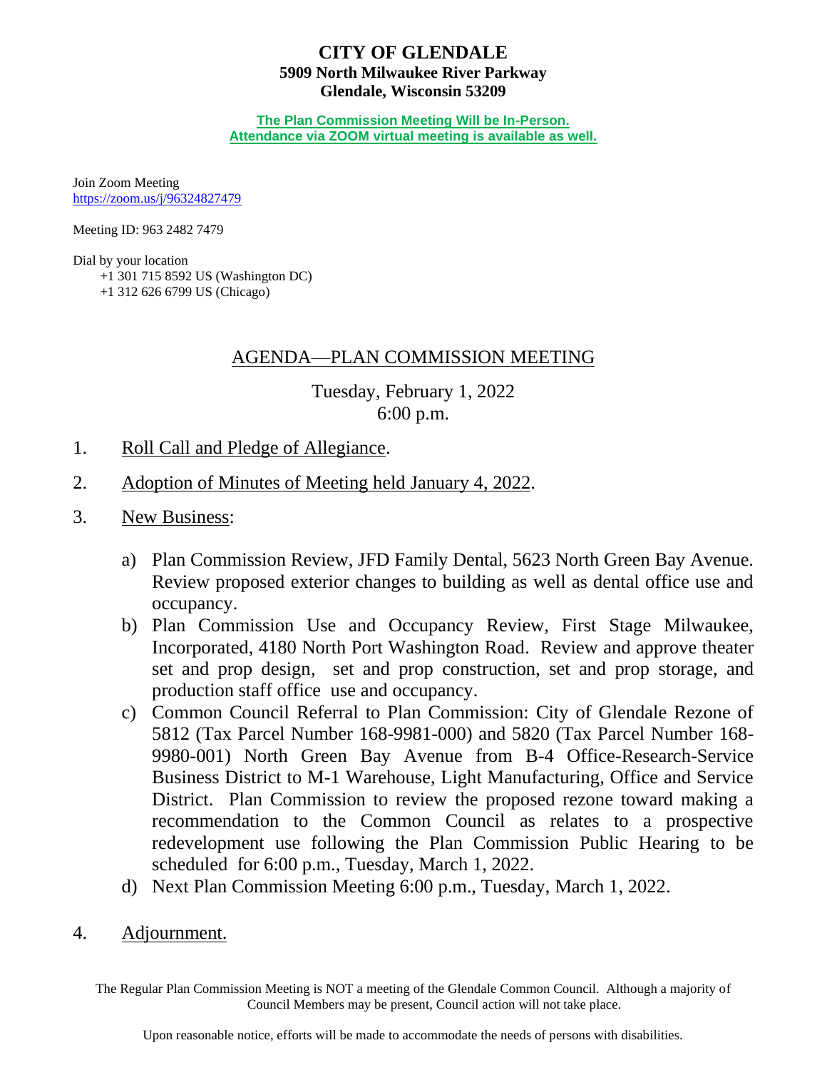# CITY OF GLENDALE
**5909 North Milwaukee River Parkway**
**Glendale, Wisconsin 53209**

**The Plan Commission Meeting Will be In-Person.**
**Attendance via ZOOM virtual meeting is available as well.**

Join Zoom Meeting
https://zoom.us/j/96324827479

Meeting ID: 963 2482 7479

Dial by your location
+1 301 715 8592 US (Washington DC)
+1 312 626 6799 US (Chicago)

## AGENDA—PLAN COMMISSION MEETING

Tuesday, February 1, 2022
6:00 p.m.

1. Roll Call and Pledge of Allegiance.

2. Adoption of Minutes of Meeting held January 4, 2022.

3. New Business:

   a) Plan Commission Review, JFD Family Dental, 5623 North Green Bay Avenue. Review proposed exterior changes to building as well as dental office use and occupancy.
   b) Plan Commission Use and Occupancy Review, First Stage Milwaukee, Incorporated, 4180 North Port Washington Road. Review and approve theater set and prop design, set and prop construction, set and prop storage, and production staff office use and occupancy.
   c) Common Council Referral to Plan Commission: City of Glendale Rezone of 5812 (Tax Parcel Number 168-9981-000) and 5820 (Tax Parcel Number 168-9980-001) North Green Bay Avenue from B-4 Office-Research-Service Business District to M-1 Warehouse, Light Manufacturing, Office and Service District. Plan Commission to review the proposed rezone toward making a recommendation to the Common Council as relates to a prospective redevelopment use following the Plan Commission Public Hearing to be scheduled for 6:00 p.m., Tuesday, March 1, 2022.
   d) Next Plan Commission Meeting 6:00 p.m., Tuesday, March 1, 2022.

4. Adjournment.

The Regular Plan Commission Meeting is NOT a meeting of the Glendale Common Council. Although a majority of Council Members may be present, Council action will not take place.

Upon reasonable notice, efforts will be made to accommodate the needs of persons with disabilities.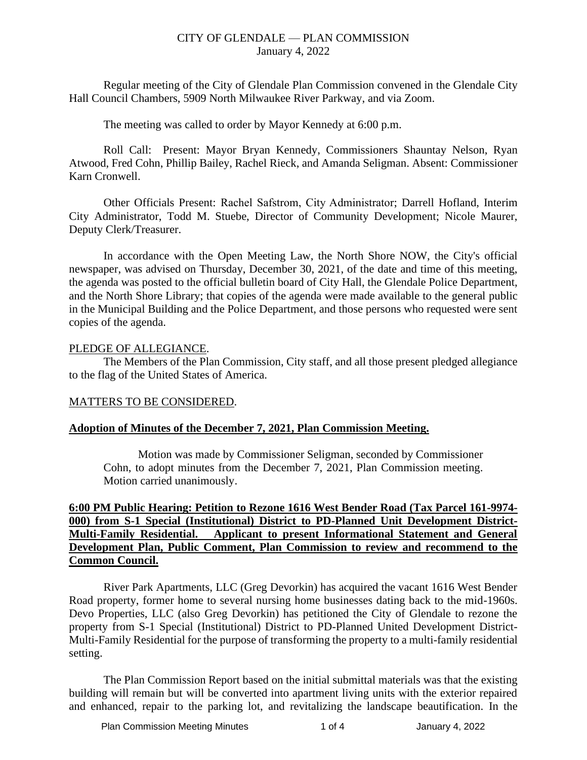CITY OF GLENDALE — PLAN COMMISSION
January 4, 2022

Regular meeting of the City of Glendale Plan Commission convened in the Glendale City Hall Council Chambers, 5909 North Milwaukee River Parkway, and via Zoom.

The meeting was called to order by Mayor Kennedy at 6:00 p.m.

Roll Call: Present: Mayor Bryan Kennedy, Commissioners Shauntay Nelson, Ryan Atwood, Fred Cohn, Phillip Bailey, Rachel Rieck, and Amanda Seligman. Absent: Commissioner Karn Cronwell.

Other Officials Present: Rachel Safstrom, City Administrator; Darrell Hofland, Interim City Administrator, Todd M. Stuebe, Director of Community Development; Nicole Maurer, Deputy Clerk/Treasurer.

In accordance with the Open Meeting Law, the North Shore NOW, the City's official newspaper, was advised on Thursday, December 30, 2021, of the date and time of this meeting, the agenda was posted to the official bulletin board of City Hall, the Glendale Police Department, and the North Shore Library; that copies of the agenda were made available to the general public in the Municipal Building and the Police Department, and those persons who requested were sent copies of the agenda.

PLEDGE OF ALLEGIANCE.

The Members of the Plan Commission, City staff, and all those present pledged allegiance to the flag of the United States of America.

MATTERS TO BE CONSIDERED.

**Adoption of Minutes of the December 7, 2021, Plan Commission Meeting.**

Motion was made by Commissioner Seligman, seconded by Commissioner Cohn, to adopt minutes from the December 7, 2021, Plan Commission meeting. Motion carried unanimously.

**6:00 PM Public Hearing: Petition to Rezone 1616 West Bender Road (Tax Parcel 161-9974-000) from S-1 Special (Institutional) District to PD-Planned Unit Development District-Multi-Family Residential. Applicant to present Informational Statement and General Development Plan, Public Comment, Plan Commission to review and recommend to the Common Council.**

River Park Apartments, LLC (Greg Devorkin) has acquired the vacant 1616 West Bender Road property, former home to several nursing home businesses dating back to the mid-1960s. Devo Properties, LLC (also Greg Devorkin) has petitioned the City of Glendale to rezone the property from S-1 Special (Institutional) District to PD-Planned United Development District-Multi-Family Residential for the purpose of transforming the property to a multi-family residential setting.

The Plan Commission Report based on the initial submittal materials was that the existing building will remain but will be converted into apartment living units with the exterior repaired and enhanced, repair to the parking lot, and revitalizing the landscape beautification. In the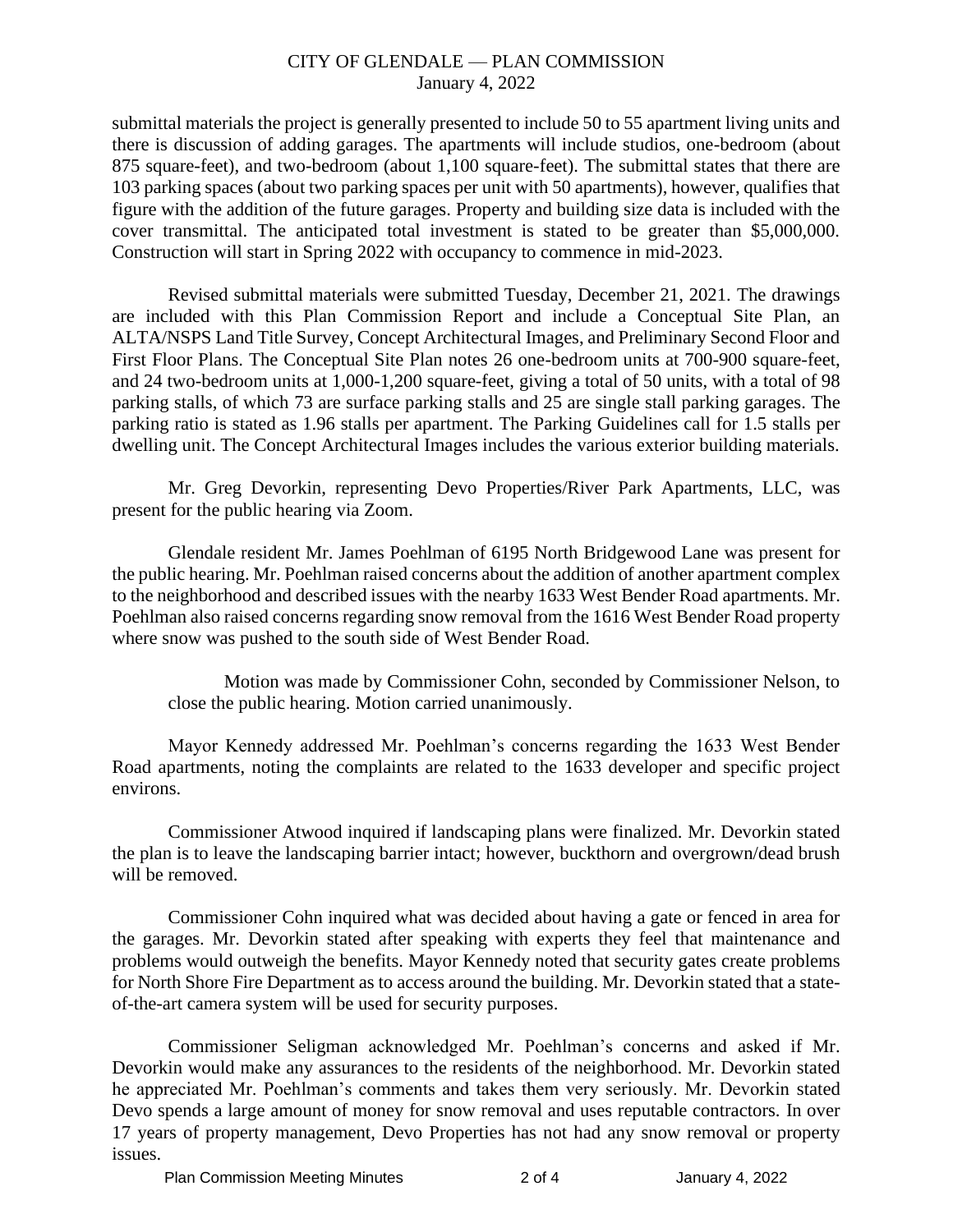submittal materials the project is generally presented to include 50 to 55 apartment living units and there is discussion of adding garages. The apartments will include studios, one-bedroom (about 875 square-feet), and two-bedroom (about 1,100 square-feet). The submittal states that there are 103 parking spaces (about two parking spaces per unit with 50 apartments), however, qualifies that figure with the addition of the future garages. Property and building size data is included with the cover transmittal. The anticipated total investment is stated to be greater than $5,000,000. Construction will start in Spring 2022 with occupancy to commence in mid-2023.

Revised submittal materials were submitted Tuesday, December 21, 2021. The drawings are included with this Plan Commission Report and include a Conceptual Site Plan, an ALTA/NSPS Land Title Survey, Concept Architectural Images, and Preliminary Second Floor and First Floor Plans. The Conceptual Site Plan notes 26 one-bedroom units at 700-900 square-feet, and 24 two-bedroom units at 1,000-1,200 square-feet, giving a total of 50 units, with a total of 98 parking stalls, of which 73 are surface parking stalls and 25 are single stall parking garages. The parking ratio is stated as 1.96 stalls per apartment. The Parking Guidelines call for 1.5 stalls per dwelling unit. The Concept Architectural Images includes the various exterior building materials.

Mr. Greg Devorkin, representing Devo Properties/River Park Apartments, LLC, was present for the public hearing via Zoom.

Glendale resident Mr. James Poehlman of 6195 North Bridgewood Lane was present for the public hearing. Mr. Poehlman raised concerns about the addition of another apartment complex to the neighborhood and described issues with the nearby 1633 West Bender Road apartments. Mr. Poehlman also raised concerns regarding snow removal from the 1616 West Bender Road property where snow was pushed to the south side of West Bender Road.

> Motion was made by Commissioner Cohn, seconded by Commissioner Nelson, to close the public hearing. Motion carried unanimously.

Mayor Kennedy addressed Mr. Poehlman's concerns regarding the 1633 West Bender Road apartments, noting the complaints are related to the 1633 developer and specific project environs.

Commissioner Atwood inquired if landscaping plans were finalized. Mr. Devorkin stated the plan is to leave the landscaping barrier intact; however, buckthorn and overgrown/dead brush will be removed.

Commissioner Cohn inquired what was decided about having a gate or fenced in area for the garages. Mr. Devorkin stated after speaking with experts they feel that maintenance and problems would outweigh the benefits. Mayor Kennedy noted that security gates create problems for North Shore Fire Department as to access around the building. Mr. Devorkin stated that a state-of-the-art camera system will be used for security purposes.

Commissioner Seligman acknowledged Mr. Poehlman's concerns and asked if Mr. Devorkin would make any assurances to the residents of the neighborhood. Mr. Devorkin stated he appreciated Mr. Poehlman's comments and takes them very seriously. Mr. Devorkin stated Devo spends a large amount of money for snow removal and uses reputable contractors. In over 17 years of property management, Devo Properties has not had any snow removal or property issues.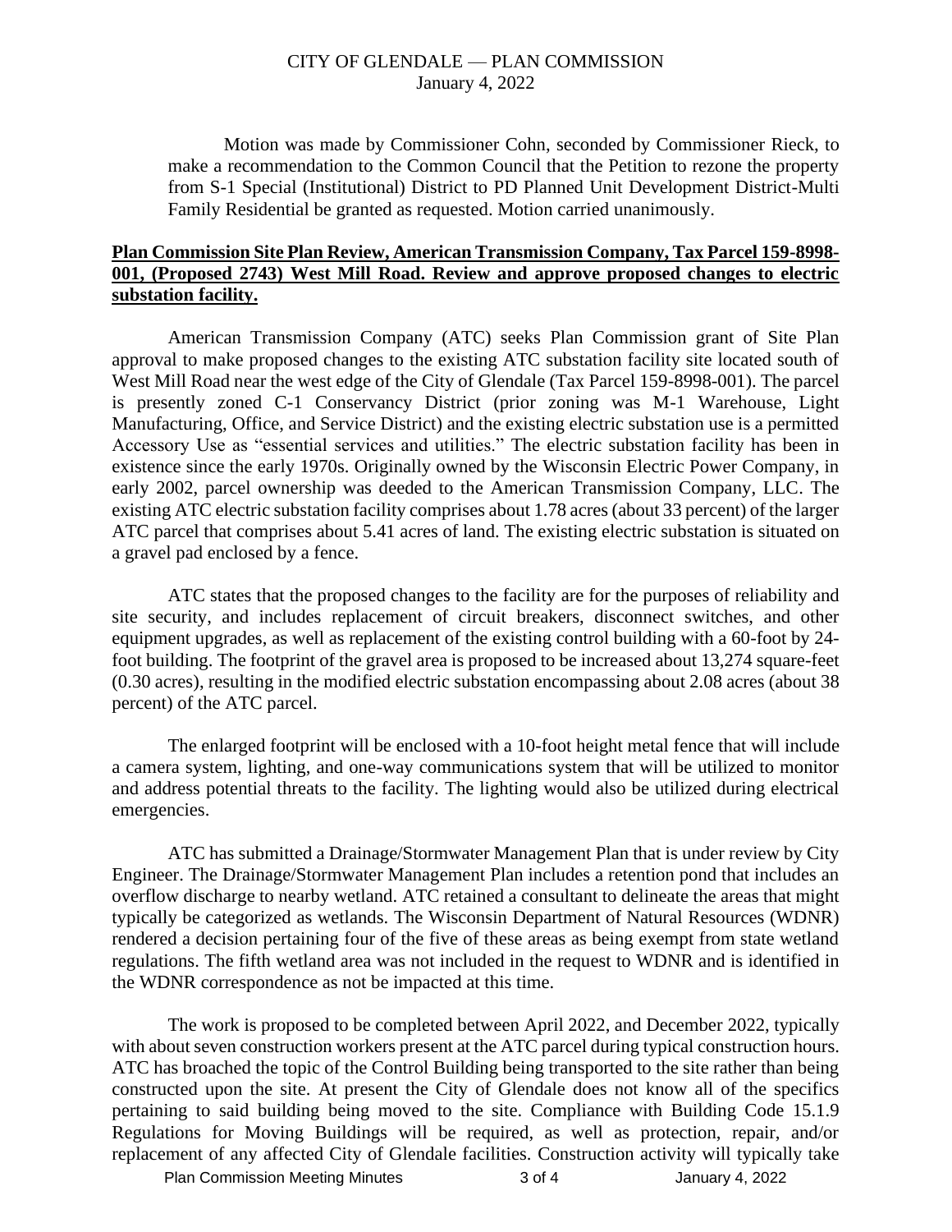Motion was made by Commissioner Cohn, seconded by Commissioner Rieck, to make a recommendation to the Common Council that the Petition to rezone the property from S-1 Special (Institutional) District to PD Planned Unit Development District-Multi Family Residential be granted as requested. Motion carried unanimously.

**Plan Commission Site Plan Review, American Transmission Company, Tax Parcel 159-8998-001, (Proposed 2743) West Mill Road. Review and approve proposed changes to electric substation facility.**

American Transmission Company (ATC) seeks Plan Commission grant of Site Plan approval to make proposed changes to the existing ATC substation facility site located south of West Mill Road near the west edge of the City of Glendale (Tax Parcel 159-8998-001). The parcel is presently zoned C-1 Conservancy District (prior zoning was M-1 Warehouse, Light Manufacturing, Office, and Service District) and the existing electric substation use is a permitted Accessory Use as "essential services and utilities." The electric substation facility has been in existence since the early 1970s. Originally owned by the Wisconsin Electric Power Company, in early 2002, parcel ownership was deeded to the American Transmission Company, LLC. The existing ATC electric substation facility comprises about 1.78 acres (about 33 percent) of the larger ATC parcel that comprises about 5.41 acres of land. The existing electric substation is situated on a gravel pad enclosed by a fence.

ATC states that the proposed changes to the facility are for the purposes of reliability and site security, and includes replacement of circuit breakers, disconnect switches, and other equipment upgrades, as well as replacement of the existing control building with a 60-foot by 24-foot building. The footprint of the gravel area is proposed to be increased about 13,274 square-feet (0.30 acres), resulting in the modified electric substation encompassing about 2.08 acres (about 38 percent) of the ATC parcel.

The enlarged footprint will be enclosed with a 10-foot height metal fence that will include a camera system, lighting, and one-way communications system that will be utilized to monitor and address potential threats to the facility. The lighting would also be utilized during electrical emergencies.

ATC has submitted a Drainage/Stormwater Management Plan that is under review by City Engineer. The Drainage/Stormwater Management Plan includes a retention pond that includes an overflow discharge to nearby wetland. ATC retained a consultant to delineate the areas that might typically be categorized as wetlands. The Wisconsin Department of Natural Resources (WDNR) rendered a decision pertaining four of the five of these areas as being exempt from state wetland regulations. The fifth wetland area was not included in the request to WDNR and is identified in the WDNR correspondence as not be impacted at this time.

The work is proposed to be completed between April 2022, and December 2022, typically with about seven construction workers present at the ATC parcel during typical construction hours. ATC has broached the topic of the Control Building being transported to the site rather than being constructed upon the site. At present the City of Glendale does not know all of the specifics pertaining to said building being moved to the site. Compliance with Building Code 15.1.9 Regulations for Moving Buildings will be required, as well as protection, repair, and/or replacement of any affected City of Glendale facilities. Construction activity will typically take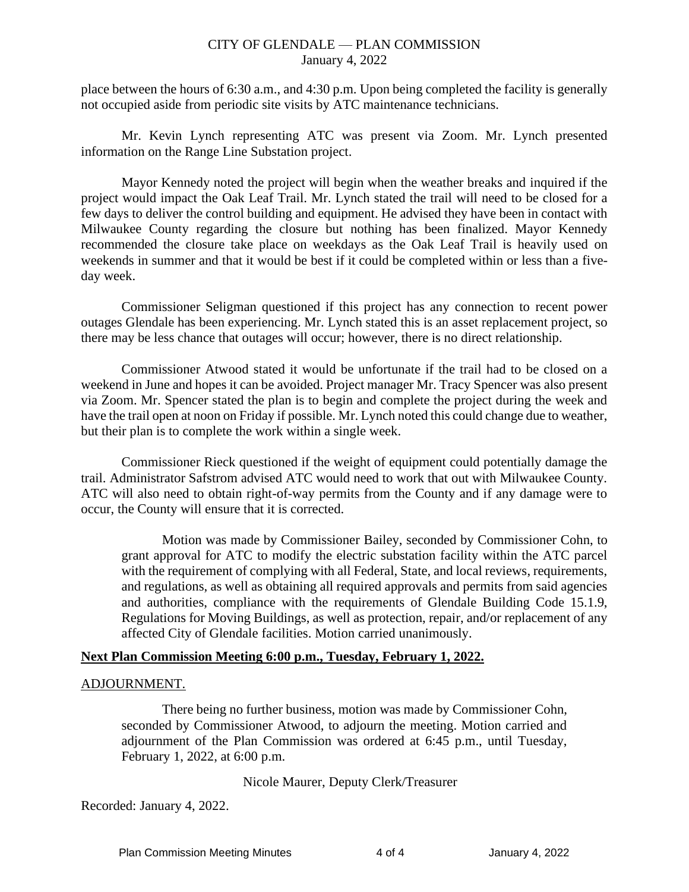place between the hours of 6:30 a.m., and 4:30 p.m. Upon being completed the facility is generally not occupied aside from periodic site visits by ATC maintenance technicians.

Mr. Kevin Lynch representing ATC was present via Zoom. Mr. Lynch presented information on the Range Line Substation project.

Mayor Kennedy noted the project will begin when the weather breaks and inquired if the project would impact the Oak Leaf Trail. Mr. Lynch stated the trail will need to be closed for a few days to deliver the control building and equipment. He advised they have been in contact with Milwaukee County regarding the closure but nothing has been finalized. Mayor Kennedy recommended the closure take place on weekdays as the Oak Leaf Trail is heavily used on weekends in summer and that it would be best if it could be completed within or less than a five-day week.

Commissioner Seligman questioned if this project has any connection to recent power outages Glendale has been experiencing. Mr. Lynch stated this is an asset replacement project, so there may be less chance that outages will occur; however, there is no direct relationship.

Commissioner Atwood stated it would be unfortunate if the trail had to be closed on a weekend in June and hopes it can be avoided. Project manager Mr. Tracy Spencer was also present via Zoom. Mr. Spencer stated the plan is to begin and complete the project during the week and have the trail open at noon on Friday if possible. Mr. Lynch noted this could change due to weather, but their plan is to complete the work within a single week.

Commissioner Rieck questioned if the weight of equipment could potentially damage the trail. Administrator Safstrom advised ATC would need to work that out with Milwaukee County. ATC will also need to obtain right-of-way permits from the County and if any damage were to occur, the County will ensure that it is corrected.

> Motion was made by Commissioner Bailey, seconded by Commissioner Cohn, to grant approval for ATC to modify the electric substation facility within the ATC parcel with the requirement of complying with all Federal, State, and local reviews, requirements, and regulations, as well as obtaining all required approvals and permits from said agencies and authorities, compliance with the requirements of Glendale Building Code 15.1.9, Regulations for Moving Buildings, as well as protection, repair, and/or replacement of any affected City of Glendale facilities. Motion carried unanimously.

**Next Plan Commission Meeting 6:00 p.m., Tuesday, February 1, 2022.**

ADJOURNMENT.

> There being no further business, motion was made by Commissioner Cohn, seconded by Commissioner Atwood, to adjourn the meeting. Motion carried and adjournment of the Plan Commission was ordered at 6:45 p.m., until Tuesday, February 1, 2022, at 6:00 p.m.

Nicole Maurer, Deputy Clerk/Treasurer

Recorded: January 4, 2022.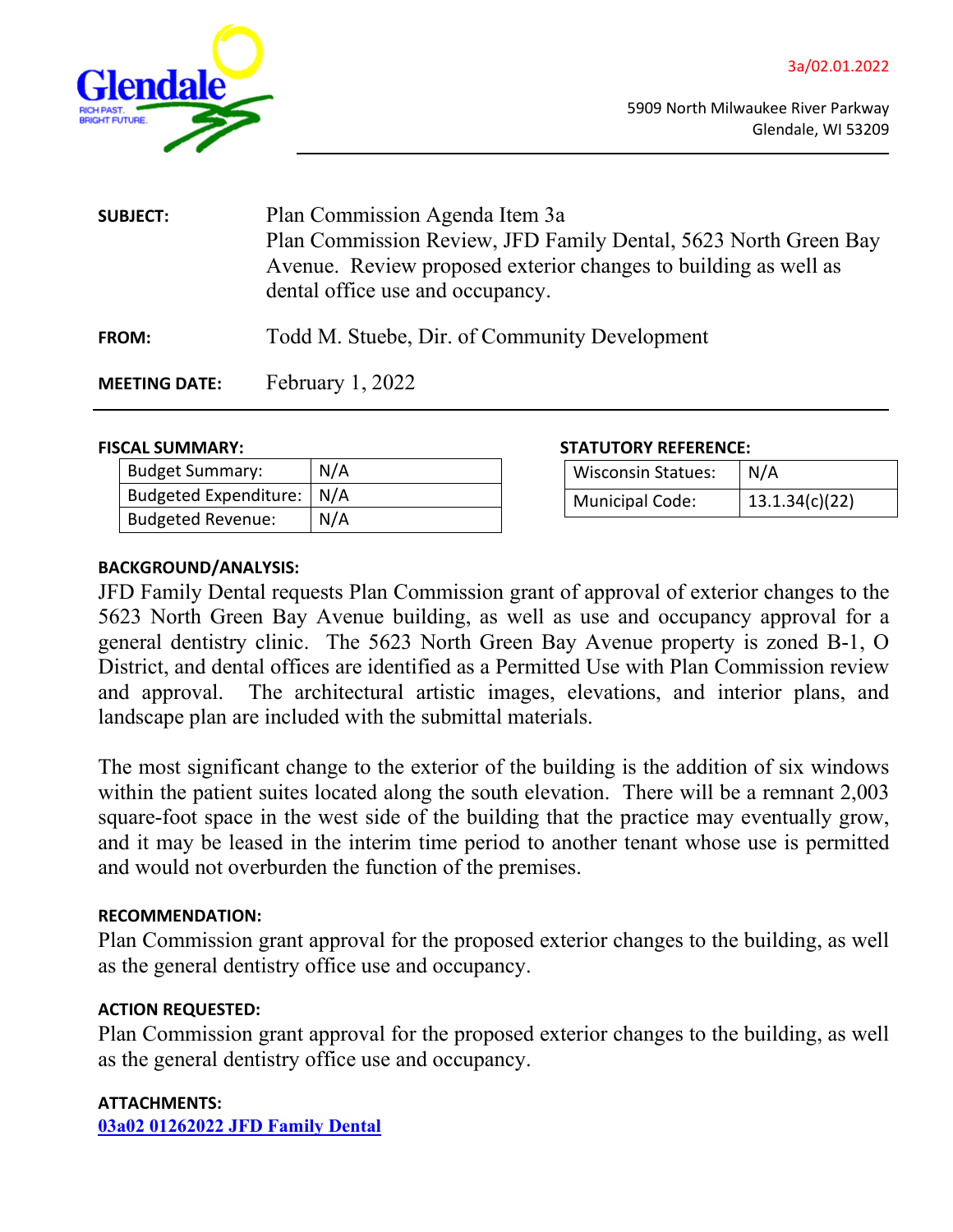3a/02.01.2022

5909 North Milwaukee River Parkway
Glendale, WI 53209

**SUBJECT:** Plan Commission Agenda Item 3a
Plan Commission Review, JFD Family Dental, 5623 North Green Bay Avenue. Review proposed exterior changes to building as well as dental office use and occupancy.

**FROM:** Todd M. Stuebe, Dir. of Community Development

**MEETING DATE:** February 1, 2022

**FISCAL SUMMARY:**

| Budget Summary: | N/A |
|---|---|
| Budgeted Expenditure: | N/A |
| Budgeted Revenue: | N/A |

**STATUTORY REFERENCE:**

| Wisconsin Statues: | N/A |
|---|---|
| Municipal Code: | 13.1.34(c)(22) |

**BACKGROUND/ANALYSIS:**

JFD Family Dental requests Plan Commission grant of approval of exterior changes to the 5623 North Green Bay Avenue building, as well as use and occupancy approval for a general dentistry clinic. The 5623 North Green Bay Avenue property is zoned B-1, O District, and dental offices are identified as a Permitted Use with Plan Commission review and approval. The architectural artistic images, elevations, and interior plans, and landscape plan are included with the submittal materials.

The most significant change to the exterior of the building is the addition of six windows within the patient suites located along the south elevation. There will be a remnant 2,003 square-foot space in the west side of the building that the practice may eventually grow, and it may be leased in the interim time period to another tenant whose use is permitted and would not overburden the function of the premises.

**RECOMMENDATION:**

Plan Commission grant approval for the proposed exterior changes to the building, as well as the general dentistry office use and occupancy.

**ACTION REQUESTED:**

Plan Commission grant approval for the proposed exterior changes to the building, as well as the general dentistry office use and occupancy.

**ATTACHMENTS:**

03a02 01262022 JFD Family Dental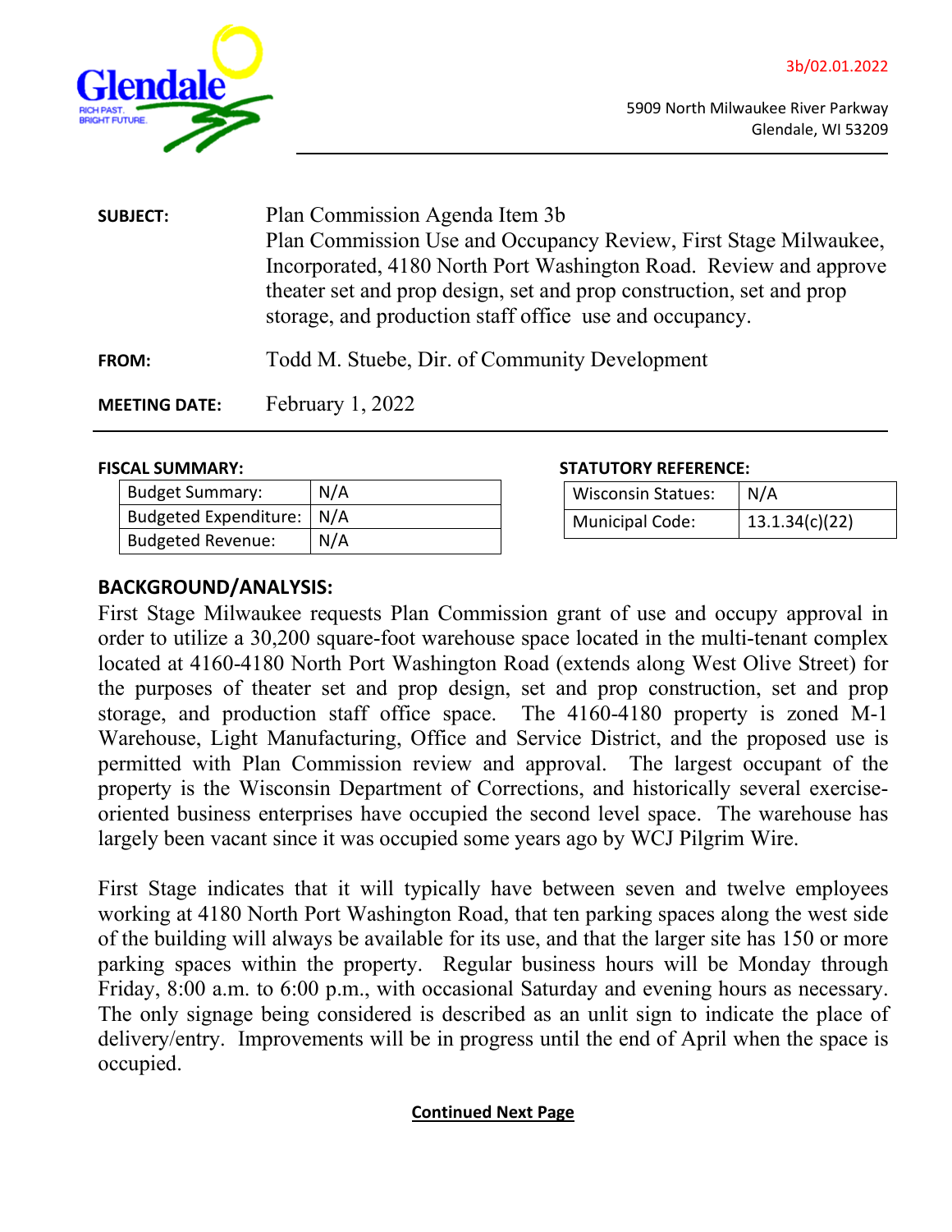3b/02.01.2022

5909 North Milwaukee River Parkway
Glendale, WI 53209

| | |
|---|---|
| **SUBJECT:** | Plan Commission Agenda Item 3b<br>Plan Commission Use and Occupancy Review, First Stage Milwaukee, Incorporated, 4180 North Port Washington Road. Review and approve theater set and prop design, set and prop construction, set and prop storage, and production staff office use and occupancy. |
| **FROM:** | Todd M. Stuebe, Dir. of Community Development |
| **MEETING DATE:** | February 1, 2022 |

**FISCAL SUMMARY:**

| | |
|---|---|
| Budget Summary: | N/A |
| Budgeted Expenditure: | N/A |
| Budgeted Revenue: | N/A |

**STATUTORY REFERENCE:**

| | |
|---|---|
| Wisconsin Statues: | N/A |
| Municipal Code: | 13.1.34(c)(22) |

## BACKGROUND/ANALYSIS:

First Stage Milwaukee requests Plan Commission grant of use and occupy approval in order to utilize a 30,200 square-foot warehouse space located in the multi-tenant complex located at 4160-4180 North Port Washington Road (extends along West Olive Street) for the purposes of theater set and prop design, set and prop construction, set and prop storage, and production staff office space. The 4160-4180 property is zoned M-1 Warehouse, Light Manufacturing, Office and Service District, and the proposed use is permitted with Plan Commission review and approval. The largest occupant of the property is the Wisconsin Department of Corrections, and historically several exercise-oriented business enterprises have occupied the second level space. The warehouse has largely been vacant since it was occupied some years ago by WCJ Pilgrim Wire.

First Stage indicates that it will typically have between seven and twelve employees working at 4180 North Port Washington Road, that ten parking spaces along the west side of the building will always be available for its use, and that the larger site has 150 or more parking spaces within the property. Regular business hours will be Monday through Friday, 8:00 a.m. to 6:00 p.m., with occasional Saturday and evening hours as necessary. The only signage being considered is described as an unlit sign to indicate the place of delivery/entry. Improvements will be in progress until the end of April when the space is occupied.

**Continued Next Page**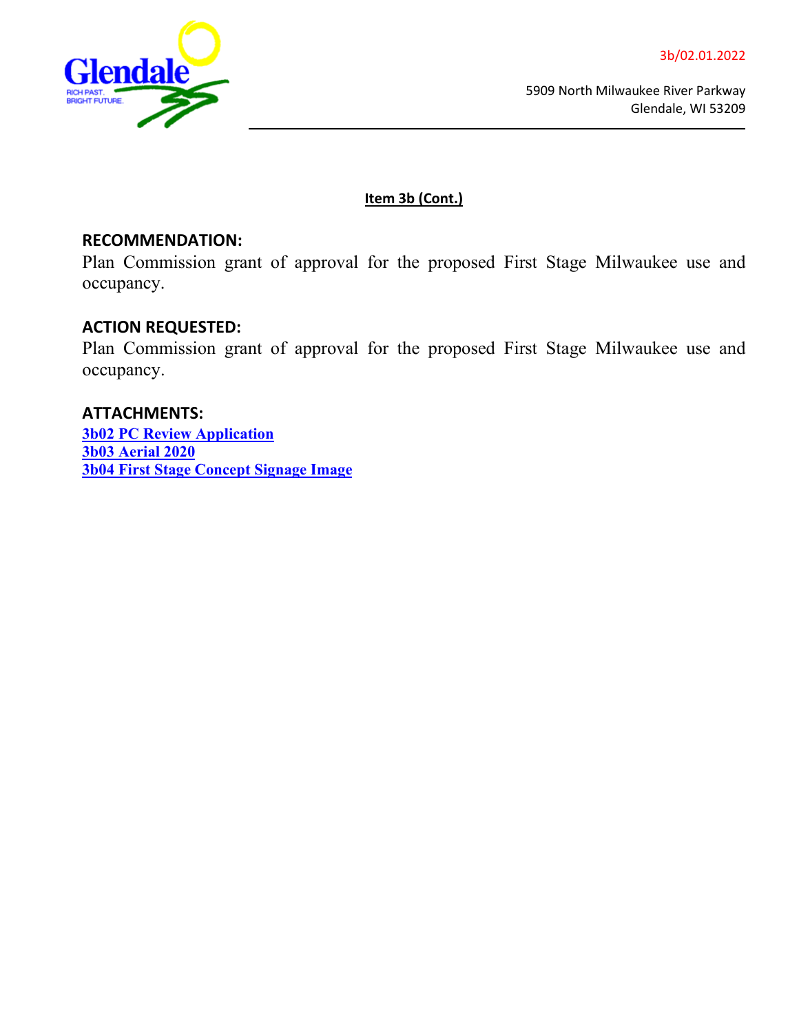3b/02.01.2022

5909 North Milwaukee River Parkway
Glendale, WI 53209

**Item 3b (Cont.)**

## RECOMMENDATION:

Plan Commission grant of approval for the proposed First Stage Milwaukee use and occupancy.

## ACTION REQUESTED:

Plan Commission grant of approval for the proposed First Stage Milwaukee use and occupancy.

## ATTACHMENTS:

**3b02 PC Review Application**
**3b03 Aerial 2020**
**3b04 First Stage Concept Signage Image**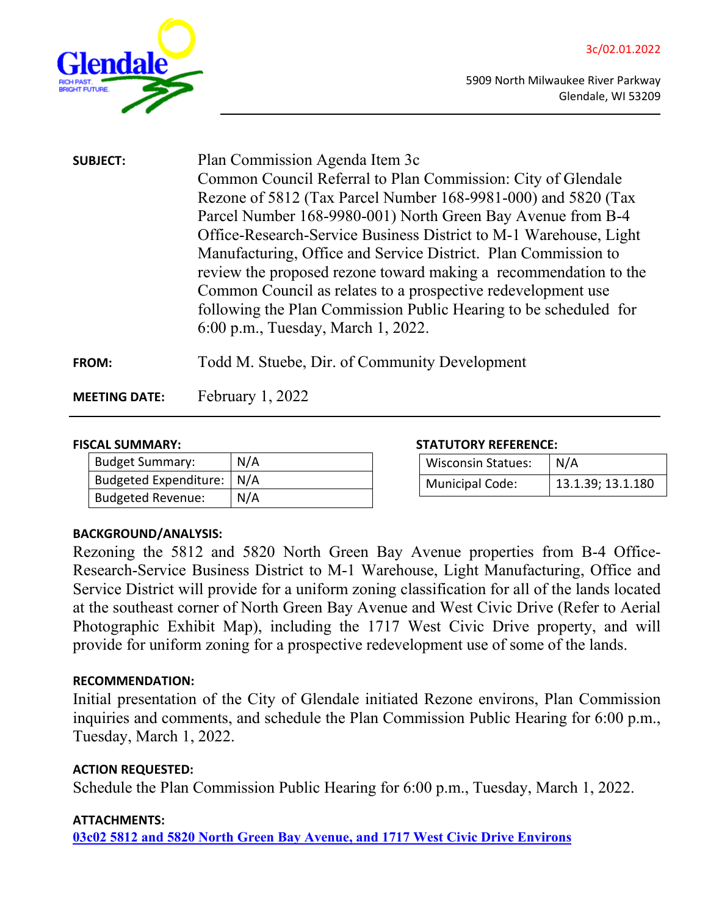Glendale
RICH PAST. BRIGHT FUTURE.

3c/02.01.2022

5909 North Milwaukee River Parkway
Glendale, WI 53209

**SUBJECT:** Plan Commission Agenda Item 3c
Common Council Referral to Plan Commission: City of Glendale Rezone of 5812 (Tax Parcel Number 168-9981-000) and 5820 (Tax Parcel Number 168-9980-001) North Green Bay Avenue from B-4 Office-Research-Service Business District to M-1 Warehouse, Light Manufacturing, Office and Service District. Plan Commission to review the proposed rezone toward making a recommendation to the Common Council as relates to a prospective redevelopment use following the Plan Commission Public Hearing to be scheduled for 6:00 p.m., Tuesday, March 1, 2022.

**FROM:** Todd M. Stuebe, Dir. of Community Development

**MEETING DATE:** February 1, 2022

**FISCAL SUMMARY:**

| | |
|---|---|
| Budget Summary: | N/A |
| Budgeted Expenditure: | N/A |
| Budgeted Revenue: | N/A |

**STATUTORY REFERENCE:**

| | |
|---|---|
| Wisconsin Statues: | N/A |
| Municipal Code: | 13.1.39; 13.1.180 |

**BACKGROUND/ANALYSIS:**

Rezoning the 5812 and 5820 North Green Bay Avenue properties from B-4 Office-Research-Service Business District to M-1 Warehouse, Light Manufacturing, Office and Service District will provide for a uniform zoning classification for all of the lands located at the southeast corner of North Green Bay Avenue and West Civic Drive (Refer to Aerial Photographic Exhibit Map), including the 1717 West Civic Drive property, and will provide for uniform zoning for a prospective redevelopment use of some of the lands.

**RECOMMENDATION:**

Initial presentation of the City of Glendale initiated Rezone environs, Plan Commission inquiries and comments, and schedule the Plan Commission Public Hearing for 6:00 p.m., Tuesday, March 1, 2022.

**ACTION REQUESTED:**

Schedule the Plan Commission Public Hearing for 6:00 p.m., Tuesday, March 1, 2022.

**ATTACHMENTS:**

**03c02 5812 and 5820 North Green Bay Avenue, and 1717 West Civic Drive Environs**